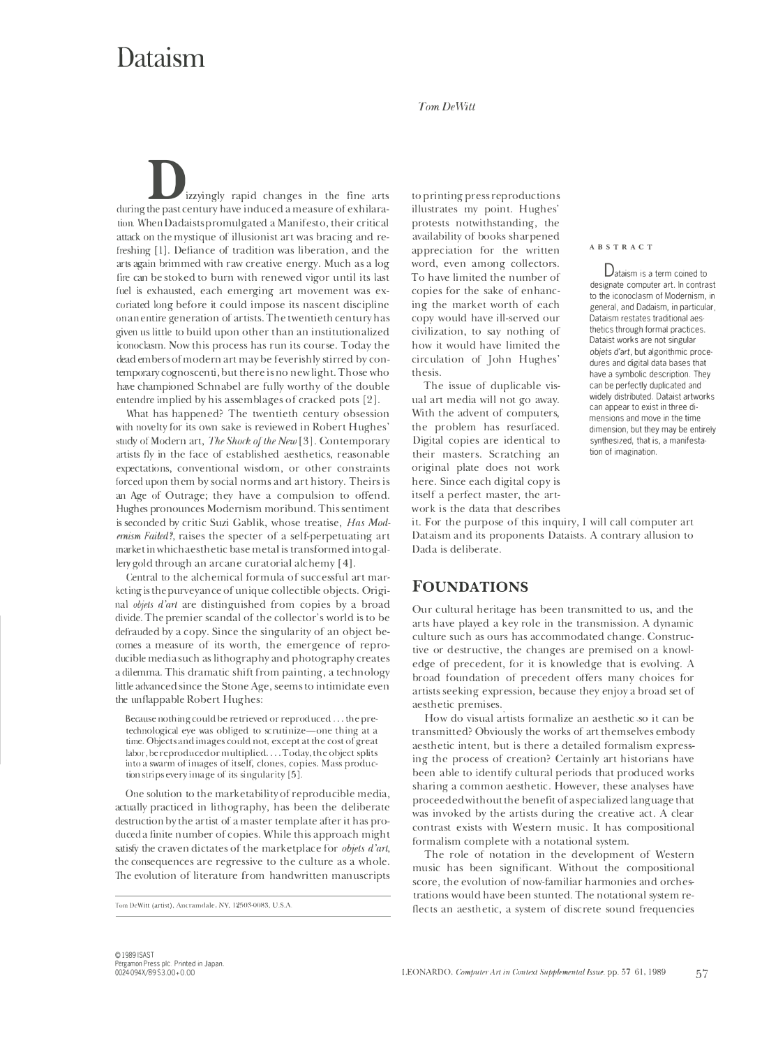# Dataism

*Tom DeWitt*

**ABSTRACT**

Dataism is a term coined to designate computer art. In contrast to the iconoclasm of Modernism, in general, and Dadaism, in particular, Dataism restates traditional aesthetics through formal practices. Dataist works are not singular *objets d'art*, but algorithmic procedures and digital data bases that have a symbolic description. They can be perfectly duplicated and widely distributed. Dataist artworks can appear to exist in three dimensions and move in the time dimension, but they may be entirely synthesized, that is, a manifestation of imagination.

Dizzyingly rapid changes in the fine arts during the past century have induced a measure of exhilaration. When Dadaists promulgated a Manifesto, their critical attack on the mystique of illusionist art was bracing and refreshing [1]. Defiance of tradition was liberation, and the arts again brimmed with raw creative energy. Much as a log fire can be stoked to burn with renewed vigor until its last fuel is exhausted, each emerging art movement was excoriated long before it could impose its nascent discipline on an entire generation of artists. The twentieth century has given us little to build upon other than an institutionalized iconoclasm. Now this process has run its course. Today the dead embers of modern art may be feverishly stirred by contemporary cognoscenti, but there is no new light. Those who have championed Schnabel are fully worthy of the double entendre implied by his assemblages of cracked pots [2].

What has happened? The twentieth century obsession with novelty for its own sake is reviewed in Robert Hughes' study of Modern art, *The Shock of the New* [3]. Contemporary artists fly in the face of established aesthetics, reasonable expectations, conventional wisdom, or other constraints forced upon them by social norms and art history. Theirs is an Age of Outrage; they have a compulsion to offend. Hughes pronounces Modernism moribund. This sentiment is seconded by critic Suzi Gablik, whose treatise, *Has Modernism Failed?*, raises the specter of a self-perpetuating art market in which aesthetic base metal is transformed into gallery gold through an arcane curatorial alchemy [4].

Central to the alchemical formula of successful art marketing is the purveyance of unique collectible objects. Original *objets d'art* are distinguished from copies by a broad divide. The premier scandal of the collector's world is to be defrauded by a copy. Since the singularity of an object becomes a measure of its worth, the emergence of reproducible media such as lithography and photography creates a dilemma. This dramatic shift from painting, a technology little advanced since the Stone Age, seems to intimidate even the unflappable Robert Hughes:

> Because nothing could be retrieved or reproduced . . . the pre-technological eye was obliged to scrutinize—one thing at a time. Objects and images could not, except at the cost of great labor, be reproduced or multiplied. . . . Today, the object splits into a swarm of images of itself, clones, copies. Mass production strips every image of its singularity [5].

One solution to the marketability of reproducible media, actually practiced in lithography, has been the deliberate destruction by the artist of a master template after it has produced a finite number of copies. While this approach might satisfy the craven dictates of the marketplace for *objets d'art*, the consequences are regressive to the culture as a whole. The evolution of literature from handwritten manuscripts to printing press reproductions illustrates my point. Hughes' protests notwithstanding, the availability of books sharpened appreciation for the written word, even among collectors. To have limited the number of copies for the sake of enhancing the market worth of each copy would have ill-served our civilization, to say nothing of how it would have limited the circulation of John Hughes' thesis.

The issue of duplicable visual art media will not go away. With the advent of computers, the problem has resurfaced. Digital copies are identical to their masters. Scratching an original plate does not work here. Since each digital copy is itself a perfect master, the artwork is the data that describes it. For the purpose of this inquiry, I will call computer art Dataism and its proponents Dataists. A contrary allusion to Dada is deliberate.

## FOUNDATIONS

Our cultural heritage has been transmitted to us, and the arts have played a key role in the transmission. A dynamic culture such as ours has accommodated change. Constructive or destructive, the changes are premised on a knowledge of precedent, for it is knowledge that is evolving. A broad foundation of precedent offers many choices for artists seeking expression, because they enjoy a broad set of aesthetic premises.

How do visual artists formalize an aesthetic so it can be transmitted? Obviously the works of art themselves embody aesthetic intent, but is there a detailed formalism expressing the process of creation? Certainly art historians have been able to identify cultural periods that produced works sharing a common aesthetic. However, these analyses have proceeded without the benefit of a specialized language that was invoked by the artists during the creative act. A clear contrast exists with Western music. It has compositional formalism complete with a notational system.

The role of notation in the development of Western music has been significant. Without the compositional score, the evolution of now-familiar harmonies and orchestrations would have been stunted. The notational system reflects an aesthetic, a system of discrete sound frequencies

Tom DeWitt (artist), Ancramdale, NY, 12503-0083, U.S.A.

© 1989 ISAST
Pergamon Press plc. Printed in Japan.
0024-094X/89 $3.00+0.00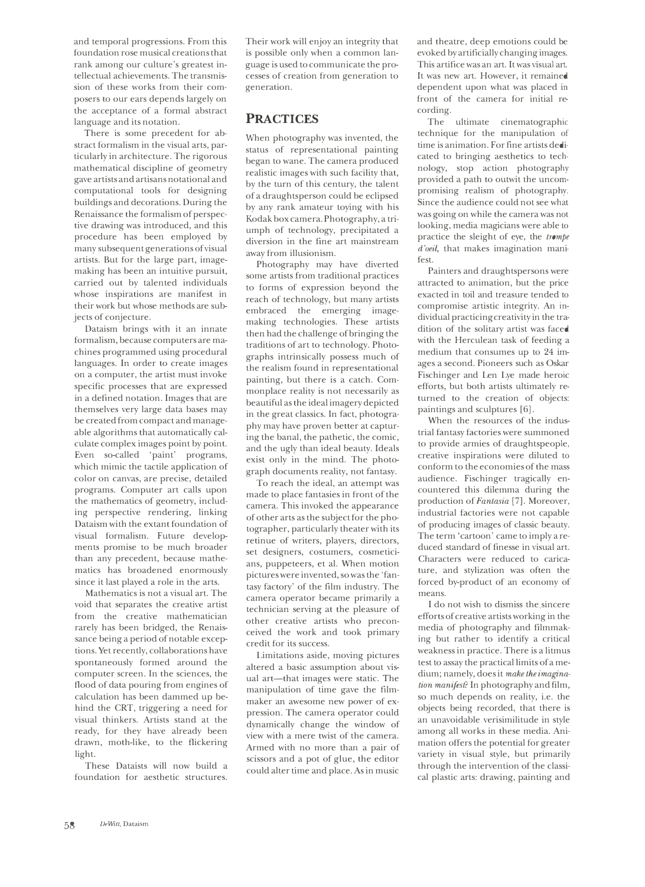and temporal progressions. From this foundation rose musical creations that rank among our culture's greatest intellectual achievements. The transmission of these works from their composers to our ears depends largely on the acceptance of a formal abstract language and its notation.

There is some precedent for abstract formalism in the visual arts, particularly in architecture. The rigorous mathematical discipline of geometry gave artists and artisans notational and computational tools for designing buildings and decorations. During the Renaissance the formalism of perspective drawing was introduced, and this procedure has been employed by many subsequent generations of visual artists. But for the large part, image-making has been an intuitive pursuit, carried out by talented individuals whose inspirations are manifest in their work but whose methods are subjects of conjecture.

Dataism brings with it an innate formalism, because computers are machines programmed using procedural languages. In order to create images on a computer, the artist must invoke specific processes that are expressed in a defined notation. Images that are themselves very large data bases may be created from compact and manageable algorithms that automatically calculate complex images point by point. Even so-called 'paint' programs, which mimic the tactile application of color on canvas, are precise, detailed programs. Computer art calls upon the mathematics of geometry, including perspective rendering, linking Dataism with the extant foundation of visual formalism. Future developments promise to be much broader than any precedent, because mathematics has broadened enormously since it last played a role in the arts.

Mathematics is not a visual art. The void that separates the creative artist from the creative mathematician rarely has been bridged, the Renaissance being a period of notable exceptions. Yet recently, collaborations have spontaneously formed around the computer screen. In the sciences, the flood of data pouring from engines of calculation has been dammed up behind the CRT, triggering a need for visual thinkers. Artists stand at the ready, for they have already been drawn, moth-like, to the flickering light.

These Dataists will now build a foundation for aesthetic structures. Their work will enjoy an integrity that is possible only when a common language is used to communicate the processes of creation from generation to generation.

## PRACTICES

When photography was invented, the status of representational painting began to wane. The camera produced realistic images with such facility that, by the turn of this century, the talent of a draughtsperson could be eclipsed by any rank amateur toying with his Kodak box camera. Photography, a triumph of technology, precipitated a diversion in the fine art mainstream away from illusionism.

Photography may have diverted some artists from traditional practices to forms of expression beyond the reach of technology, but many artists embraced the emerging image-making technologies. These artists then had the challenge of bringing the traditions of art to technology. Photographs intrinsically possess much of the realism found in representational painting, but there is a catch. Commonplace reality is not necessarily as beautiful as the ideal imagery depicted in the great classics. In fact, photography may have proven better at capturing the banal, the pathetic, the comic, and the ugly than ideal beauty. Ideals exist only in the mind. The photograph documents reality, not fantasy.

To reach the ideal, an attempt was made to place fantasies in front of the camera. This invoked the appearance of other arts as the subject for the photographer, particularly theater with its retinue of writers, players, directors, set designers, costumers, cosmeticians, puppeteers, et al. When motion pictures were invented, so was the 'fantasy factory' of the film industry. The camera operator became primarily a technician serving at the pleasure of other creative artists who preconceived the work and took primary credit for its success.

Limitations aside, moving pictures altered a basic assumption about visual art—that images were static. The manipulation of time gave the filmmaker an awesome new power of expression. The camera operator could dynamically change the window of view with a mere twist of the camera. Armed with no more than a pair of scissors and a pot of glue, the editor could alter time and place. As in music and theatre, deep emotions could be evoked by artificially changing images. This artifice was an art. It was visual art. It was new art. However, it remained dependent upon what was placed in front of the camera for initial recording.

The ultimate cinematographic technique for the manipulation of time is animation. For fine artists dedicated to bringing aesthetics to technology, stop action photography provided a path to outwit the uncompromising realism of photography. Since the audience could not see what was going on while the camera was not looking, media magicians were able to practice the sleight of eye, the *trompe d'oeil*, that makes imagination manifest.

Painters and draughtspersons were attracted to animation, but the price exacted in toil and treasure tended to compromise artistic integrity. An individual practicing creativity in the tradition of the solitary artist was faced with the Herculean task of feeding a medium that consumes up to 24 images a second. Pioneers such as Oskar Fischinger and Len Lye made heroic efforts, but both artists ultimately returned to the creation of objects: paintings and sculptures [6].

When the resources of the industrial fantasy factories were summoned to provide armies of draughtspeople, creative inspirations were diluted to conform to the economies of the mass audience. Fischinger tragically encountered this dilemma during the production of *Fantasia* [7]. Moreover, industrial factories were not capable of producing images of classic beauty. The term 'cartoon' came to imply a reduced standard of finesse in visual art. Characters were reduced to caricature, and stylization was often the forced by-product of an economy of means.

I do not wish to dismiss the sincere efforts of creative artists working in the media of photography and filmmaking but rather to identify a critical weakness in practice. There is a litmus test to assay the practical limits of a medium; namely, does it *make the imagination manifest*? In photography and film, so much depends on reality, i.e. the objects being recorded, that there is an unavoidable verisimilitude in style among all works in these media. Animation offers the potential for greater variety in visual style, but primarily through the intervention of the classical plastic arts: drawing, painting and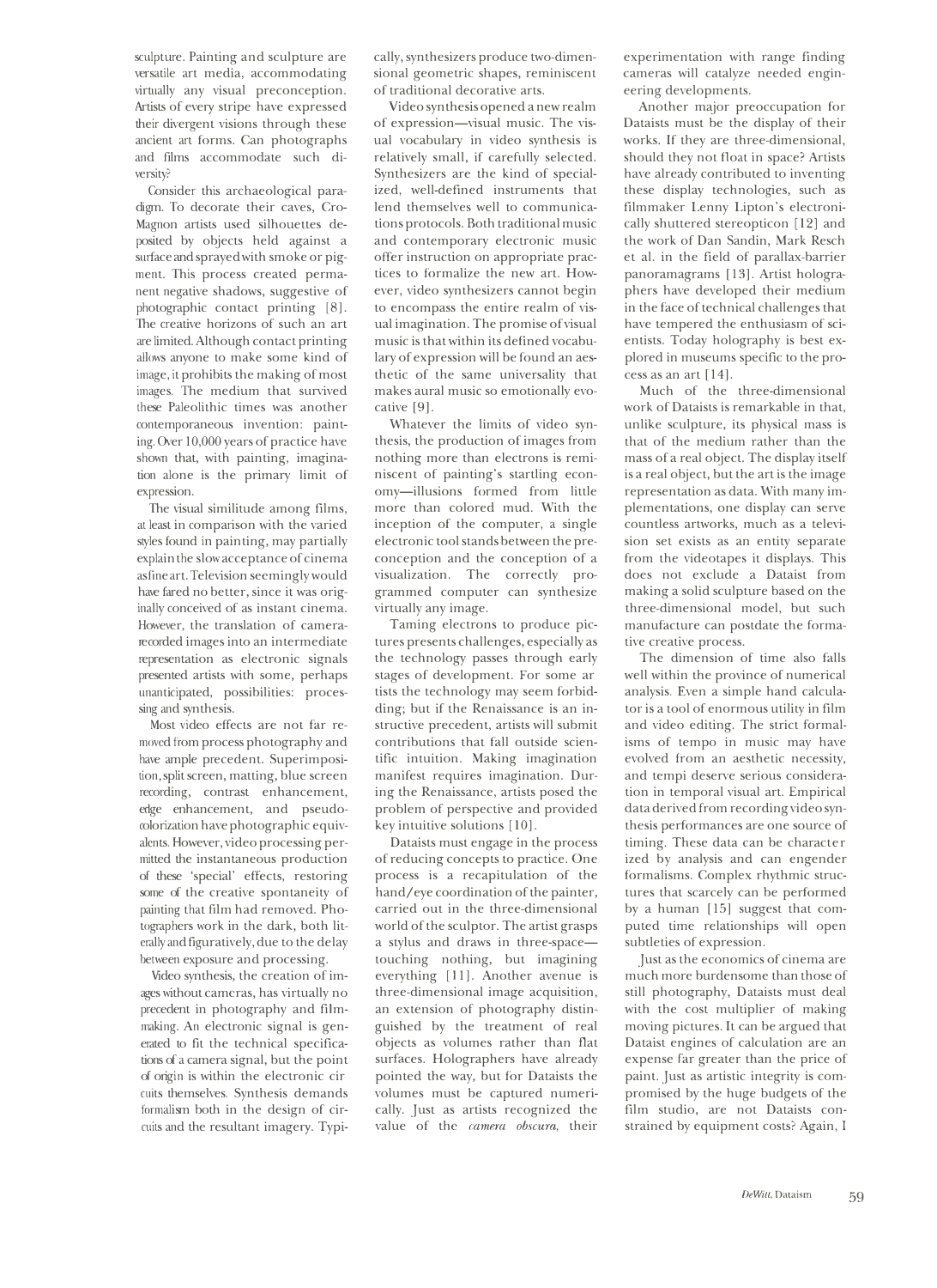sculpture. Painting and sculpture are versatile art media, accommodating virtually any visual preconception. Artists of every stripe have expressed their divergent visions through these ancient art forms. Can photographs and films accommodate such diversity?

Consider this archaeological paradigm. To decorate their caves, Cro-Magnon artists used silhouettes deposited by objects held against a surface and sprayed with smoke or pigment. This process created permanent negative shadows, suggestive of photographic contact printing [8]. The creative horizons of such an art are limited. Although contact printing allows anyone to make some kind of image, it prohibits the making of most images. The medium that survived these Paleolithic times was another contemporaneous invention: painting. Over 10,000 years of practice have shown that, with painting, imagination alone is the primary limit of expression.

The visual similitude among films, at least in comparison with the varied styles found in painting, may partially explain the slow acceptance of cinema as fine art. Television seemingly would have fared no better, since it was originally conceived of as instant cinema. However, the translation of camera-recorded images into an intermediate representation as electronic signals presented artists with some, perhaps unanticipated, possibilities: processing and synthesis.

Most video effects are not far removed from process photography and have ample precedent. Superimposition, split screen, matting, blue screen recording, contrast enhancement, edge enhancement, and pseudo-colorization have photographic equivalents. However, video processing permitted the instantaneous production of these 'special' effects, restoring some of the creative spontaneity of painting that film had removed. Photographers work in the dark, both literally and figuratively, due to the delay between exposure and processing.

Video synthesis, the creation of images without cameras, has virtually no precedent in photography and filmmaking. An electronic signal is generated to fit the technical specifications of a camera signal, but the point of origin is within the electronic circuits themselves. Synthesis demands formalism both in the design of circuits and the resultant imagery. Typically, synthesizers produce two-dimensional geometric shapes, reminiscent of traditional decorative arts.

Video synthesis opened a new realm of expression—visual music. The visual vocabulary in video synthesis is relatively small, if carefully selected. Synthesizers are the kind of specialized, well-defined instruments that lend themselves well to communications protocols. Both traditional music and contemporary electronic music offer instruction on appropriate practices to formalize the new art. However, video synthesizers cannot begin to encompass the entire realm of visual imagination. The promise of visual music is that within its defined vocabulary of expression will be found an aesthetic of the same universality that makes aural music so emotionally evocative [9].

Whatever the limits of video synthesis, the production of images from nothing more than electrons is reminiscent of painting's startling economy—illusions formed from little more than colored mud. With the inception of the computer, a single electronic tool stands between the preconception and the conception of a visualization. The correctly programmed computer can synthesize virtually any image.

Taming electrons to produce pictures presents challenges, especially as the technology passes through early stages of development. For some artists the technology may seem forbidding; but if the Renaissance is an instructive precedent, artists will submit contributions that fall outside scientific intuition. Making imagination manifest requires imagination. During the Renaissance, artists posed the problem of perspective and provided key intuitive solutions [10].

Dataists must engage in the process of reducing concepts to practice. One process is a recapitulation of the hand/eye coordination of the painter, carried out in the three-dimensional world of the sculptor. The artist grasps a stylus and draws in three-space—touching nothing, but imagining everything [11]. Another avenue is three-dimensional image acquisition, an extension of photography distinguished by the treatment of real objects as volumes rather than flat surfaces. Holographers have already pointed the way, but for Dataists the volumes must be captured numerically. Just as artists recognized the value of the *camera obscura*, their experimentation with range finding cameras will catalyze needed engineering developments.

Another major preoccupation for Dataists must be the display of their works. If they are three-dimensional, should they not float in space? Artists have already contributed to inventing these display technologies, such as filmmaker Lenny Lipton's electronically shuttered stereopticon [12] and the work of Dan Sandin, Mark Resch et al. in the field of parallax-barrier panoramagrams [13]. Artist holographers have developed their medium in the face of technical challenges that have tempered the enthusiasm of scientists. Today holography is best explored in museums specific to the process as an art [14].

Much of the three-dimensional work of Dataists is remarkable in that, unlike sculpture, its physical mass is that of the medium rather than the mass of a real object. The display itself is a real object, but the art is the image representation as data. With many implementations, one display can serve countless artworks, much as a television set exists as an entity separate from the videotapes it displays. This does not exclude a Dataist from making a solid sculpture based on the three-dimensional model, but such manufacture can postdate the formative creative process.

The dimension of time also falls well within the province of numerical analysis. Even a simple hand calculator is a tool of enormous utility in film and video editing. The strict formalisms of tempo in music may have evolved from an aesthetic necessity, and tempi deserve serious consideration in temporal visual art. Empirical data derived from recording video synthesis performances are one source of timing. These data can be characterized by analysis and can engender formalisms. Complex rhythmic structures that scarcely can be performed by a human [15] suggest that computed time relationships will open subtleties of expression.

Just as the economics of cinema are much more burdensome than those of still photography, Dataists must deal with the cost multiplier of making moving pictures. It can be argued that Dataist engines of calculation are an expense far greater than the price of paint. Just as artistic integrity is compromised by the huge budgets of the film studio, are not Dataists constrained by equipment costs? Again, I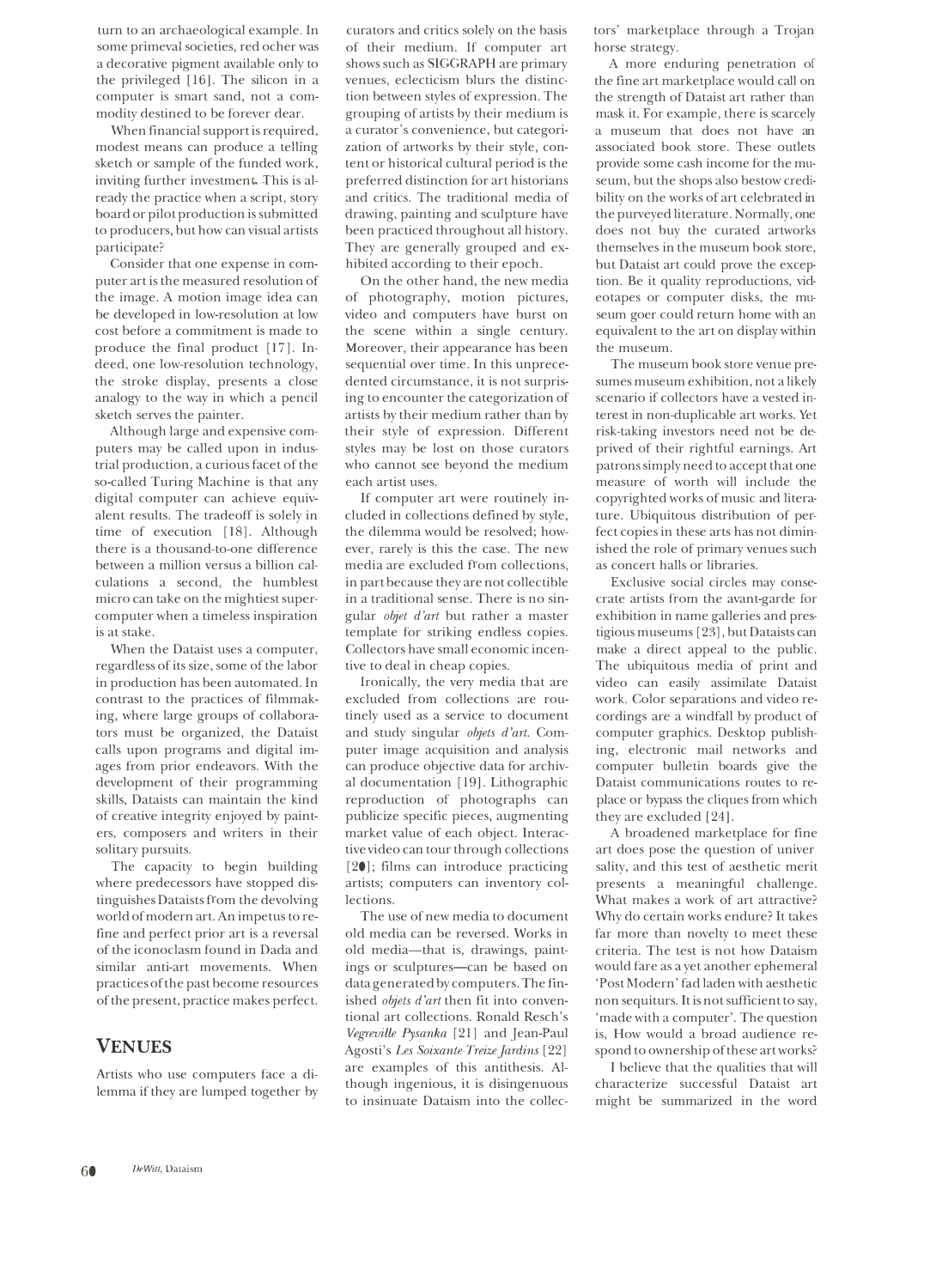turn to an archaeological example. In some primeval societies, red ocher was a decorative pigment available only to the privileged [16]. The silicon in a computer is smart sand, not a commodity destined to be forever dear.

When financial support is required, modest means can produce a telling sketch or sample of the funded work, inviting further investment. This is already the practice when a script, story board or pilot production is submitted to producers, but how can visual artists participate?

Consider that one expense in computer art is the measured resolution of the image. A motion image idea can be developed in low-resolution at low cost before a commitment is made to produce the final product [17]. Indeed, one low-resolution technology, the stroke display, presents a close analogy to the way in which a pencil sketch serves the painter.

Although large and expensive computers may be called upon in industrial production, a curious facet of the so-called Turing Machine is that any digital computer can achieve equivalent results. The tradeoff is solely in time of execution [18]. Although there is a thousand-to-one difference between a million versus a billion calculations a second, the humblest micro can take on the mightiest supercomputer when a timeless inspiration is at stake.

When the Dataist uses a computer, regardless of its size, some of the labor in production has been automated. In contrast to the practices of filmmaking, where large groups of collaborators must be organized, the Dataist calls upon programs and digital images from prior endeavors. With the development of their programming skills, Dataists can maintain the kind of creative integrity enjoyed by painters, composers and writers in their solitary pursuits.

The capacity to begin building where predecessors have stopped distinguishes Dataists from the devolving world of modern art. An impetus to refine and perfect prior art is a reversal of the iconoclasm found in Dada and similar anti-art movements. When practices of the past become resources of the present, practice makes perfect.

## VENUES

Artists who use computers face a dilemma if they are lumped together by curators and critics solely on the basis of their medium. If computer art shows such as SIGGRAPH are primary venues, eclecticism blurs the distinction between styles of expression. The grouping of artists by their medium is a curator's convenience, but categorization of artworks by their style, content or historical cultural period is the preferred distinction for art historians and critics. The traditional media of drawing, painting and sculpture have been practiced throughout all history. They are generally grouped and exhibited according to their epoch.

On the other hand, the new media of photography, motion pictures, video and computers have burst on the scene within a single century. Moreover, their appearance has been sequential over time. In this unprecedented circumstance, it is not surprising to encounter the categorization of artists by their medium rather than by their style of expression. Different styles may be lost on those curators who cannot see beyond the medium each artist uses.

If computer art were routinely included in collections defined by style, the dilemma would be resolved; however, rarely is this the case. The new media are excluded from collections, in part because they are not collectible in a traditional sense. There is no singular *objet d'art* but rather a master template for striking endless copies. Collectors have small economic incentive to deal in cheap copies.

Ironically, the very media that are excluded from collections are routinely used as a service to document and study singular *objets d'art*. Computer image acquisition and analysis can produce objective data for archival documentation [19]. Lithographic reproduction of photographs can publicize specific pieces, augmenting market value of each object. Interactive video can tour through collections [20]; films can introduce practicing artists; computers can inventory collections.

The use of new media to document old media can be reversed. Works in old media—that is, drawings, paintings or sculptures—can be based on data generated by computers. The finished *objets d'art* then fit into conventional art collections. Ronald Resch's *Vegreville Pysanka* [21] and Jean-Paul Agosti's *Les Soixante-Treize Jardins* [22] are examples of this antithesis. Although ingenious, it is disingenuous to insinuate Dataism into the collectors' marketplace through a Trojan horse strategy.

A more enduring penetration of the fine art marketplace would call on the strength of Dataist art rather than mask it. For example, there is scarcely a museum that does not have an associated book store. These outlets provide some cash income for the museum, but the shops also bestow credibility on the works of art celebrated in the purveyed literature. Normally, one does not buy the curated artworks themselves in the museum book store, but Dataist art could prove the exception. Be it quality reproductions, videotapes or computer disks, the museum goer could return home with an equivalent to the art on display within the museum.

The museum book store venue presumes museum exhibition, not a likely scenario if collectors have a vested interest in non-duplicable art works. Yet risk-taking investors need not be deprived of their rightful earnings. Art patrons simply need to accept that one measure of worth will include the copyrighted works of music and literature. Ubiquitous distribution of perfect copies in these arts has not diminished the role of primary venues such as concert halls or libraries.

Exclusive social circles may consecrate artists from the avant-garde for exhibition in name galleries and prestigious museums [23], but Dataists can make a direct appeal to the public. The ubiquitous media of print and video can easily assimilate Dataist work. Color separations and video recordings are a windfall by product of computer graphics. Desktop publishing, electronic mail networks and computer bulletin boards give the Dataist communications routes to replace or bypass the cliques from which they are excluded [24].

A broadened marketplace for fine art does pose the question of universality, and this test of aesthetic merit presents a meaningful challenge. What makes a work of art attractive? Why do certain works endure? It takes far more than novelty to meet these criteria. The test is not how Dataism would fare as a yet another ephemeral 'Post Modern' fad laden with aesthetic non sequiturs. It is not sufficient to say, 'made with a computer'. The question is, How would a broad audience respond to ownership of these art works?

I believe that the qualities that will characterize successful Dataist art might be summarized in the word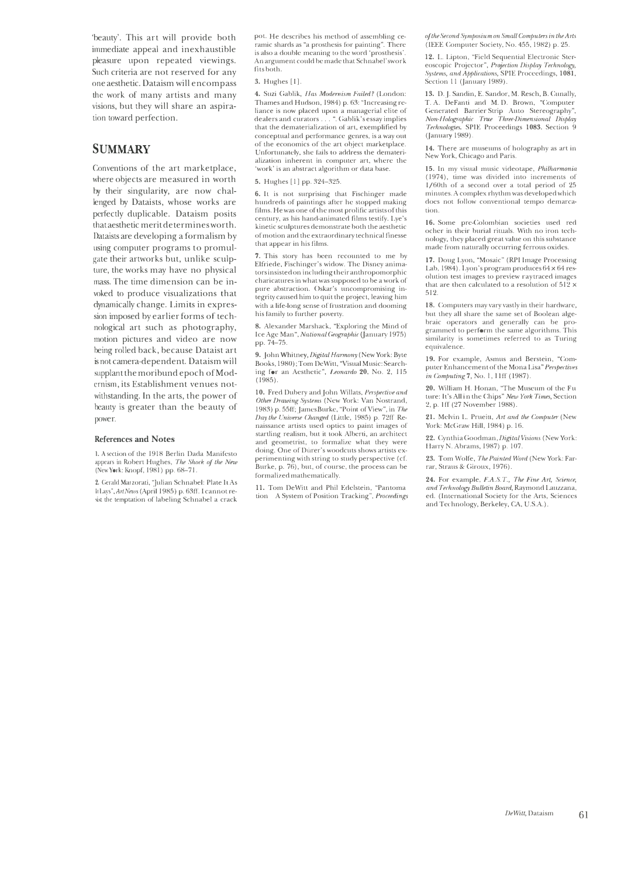'beauty'. This art will provide both immediate appeal and inexhaustible pleasure upon repeated viewings. Such criteria are not reserved for any one aesthetic. Dataism will encompass the work of many artists and many visions, but they will share an aspiration toward perfection.

## SUMMARY

Conventions of the art marketplace, where objects are measured in worth by their singularity, are now challenged by Dataists, whose works are perfectly duplicable. Dataism posits that aesthetic merit determines worth. Dataists are developing a formalism by using computer programs to promulgate their artworks but, unlike sculpture, the works may have no physical mass. The time dimension can be invoked to produce visualizations that dynamically change. Limits in expression imposed by earlier forms of technological art such as photography, motion pictures and video are now being rolled back, because Dataist art is not camera-dependent. Dataism will supplant the moribund epoch of Modernism, its Establishment venues notwithstanding. In the arts, the power of beauty is greater than the beauty of power.

### References and Notes

1. A section of the 1918 Berlin Dada Manifesto appears in Robert Hughes, *The Shock of the New* (New York: Knopf, 1981) pp. 68–71.

2. Gerald Marzorati, "Julian Schnabel: Plate It As It Lays", *ArtNews* (April 1985) p. 63ff. I cannot resist the temptation of labeling Schnabel a crack pot. He describes his method of assembling ceramic shards as "a prosthesis for painting". There is also a double meaning to the word 'prosthesis'. An argument could be made that Schnabel's work fits both.

3. Hughes [1].

4. Suzi Gablik, *Has Modernism Failed?* (London: Thames and Hudson, 1984) p. 63: "Increasing reliance is now placed upon a managerial elite of dealers and curators . . . ". Gablik's essay implies that the dematerialization of art, exemplified by conceptual and performance genres, is a way out of the economics of the art object marketplace. Unfortunately, she fails to address the dematerialization inherent in computer art, where the 'work' is an abstract algorithm or data base.

5. Hughes [1] pp. 324–325.

6. It is not surprising that Fischinger made hundreds of paintings after he stopped making films. He was one of the most prolific artists of this century, as his hand-animated films testify. Lye's kinetic sculptures demonstrate both the aesthetic of motion and the extraordinary technical finesse that appear in his films.

7. This story has been recounted to me by Elfriede, Fischinger's widow. The Disney animators insisted on including their anthropomorphic charicatures in what was supposed to be a work of pure abstraction. Oskar's uncompromising integrity caused him to quit the project, leaving him with a life-long sense of frustration and dooming his family to further poverty.

8. Alexander Marshack, "Exploring the Mind of Ice Age Man", *National Geographic* (January 1975) pp. 74–75.

9. John Whitney, *Digital Harmony* (New York: Byte Books, 1980); Tom DeWitt, "Visual Music: Searching for an Aesthetic", *Leonardo* **20**, No. 2, 115 (1985).

10. Fred Dubery and John Willats, *Perspective and Other Drawing Systems* (New York: Van Nostrand, 1983) p. 55ff; James Burke, "Point of View", in *The Day the Universe Changed* (Little, 1985) p. 72ff. Renaissance artists used optics to paint images of startling realism, but it took Alberti, an architect and geometrist, to formalize what they were doing. One of Durer's woodcuts shows artists experimenting with string to study perspective (cf. Burke, p. 76), but, of course, the process can be formalized mathematically.

11. Tom DeWitt and Phil Edelstein, "Pantomation A System of Position Tracking", *Proceedings of the Second Symposium on Small Computers in the Arts* (IEEE Computer Society, No. 455, 1982) p. 25.

12. L. Lipton, "Field Sequential Electronic Stereoscopic Projector", *Projection Display Technology, Systems, and Applications*, SPIE Proceedings, **1081**, Section 11 (January 1989).

13. D. J. Sandin, E. Sandor, M. Resch, B. Cunally, T. A. DeFanti and M. D. Brown, "Computer Generated Barrier Strip Auto Stereography", *Non-Holographic True Three-Dimensional Display Technologies*, SPIE Proceedings **1083**, Section 9 (January 1989).

14. There are museums of holography as art in New York, Chicago and Paris.

15. In my visual music videotape, *Philharmonia* (1974), time was divided into increments of 1/60th of a second over a total period of 25 minutes. A complex rhythm was developed which does not follow conventional tempo demarcation.

16. Some pre-Columbian societies used red ocher in their burial rituals. With no iron technology, they placed great value on this substance made from naturally occurring ferrous oxides.

17. Doug Lyon, "Mosaic" (RPI Image Processing Lab, 1984). Lyon's program produces 64 × 64 resolution test images to preview raytraced images that are then calculated to a resolution of 512 × 512.

18. Computers may vary vastly in their hardware, but they all share the same set of Boolean algebraic operators and generally can be programmed to perform the same algorithms. This similarity is sometimes referred to as Turing equivalence.

19. For example, Asmus and Berstein, "Computer Enhancement of the Mona Lisa" *Perspectives in Computing* **7**, No. 1, 11ff (1987).

20. William H. Honan, "The Museum of the Future: It's All in the Chips" *New York Times*, Section 2, p. 1ff (27 November 1988).

21. Melvin L. Prueitt, *Art and the Computer* (New York: McGraw Hill, 1984) p. 16.

22. Cynthia Goodman, *Digital Visions* (New York: Harry N. Abrams, 1987) p. 107.

23. Tom Wolfe, *The Painted Word* (New York: Farrar, Straus & Giroux, 1976).

24. For example, *F.A.S.T., The Fine Art, Science, and Technology Bulletin Board*, Raymond Lauzzana, ed. (International Society for the Arts, Sciences and Technology, Berkeley, CA, U.S.A.).